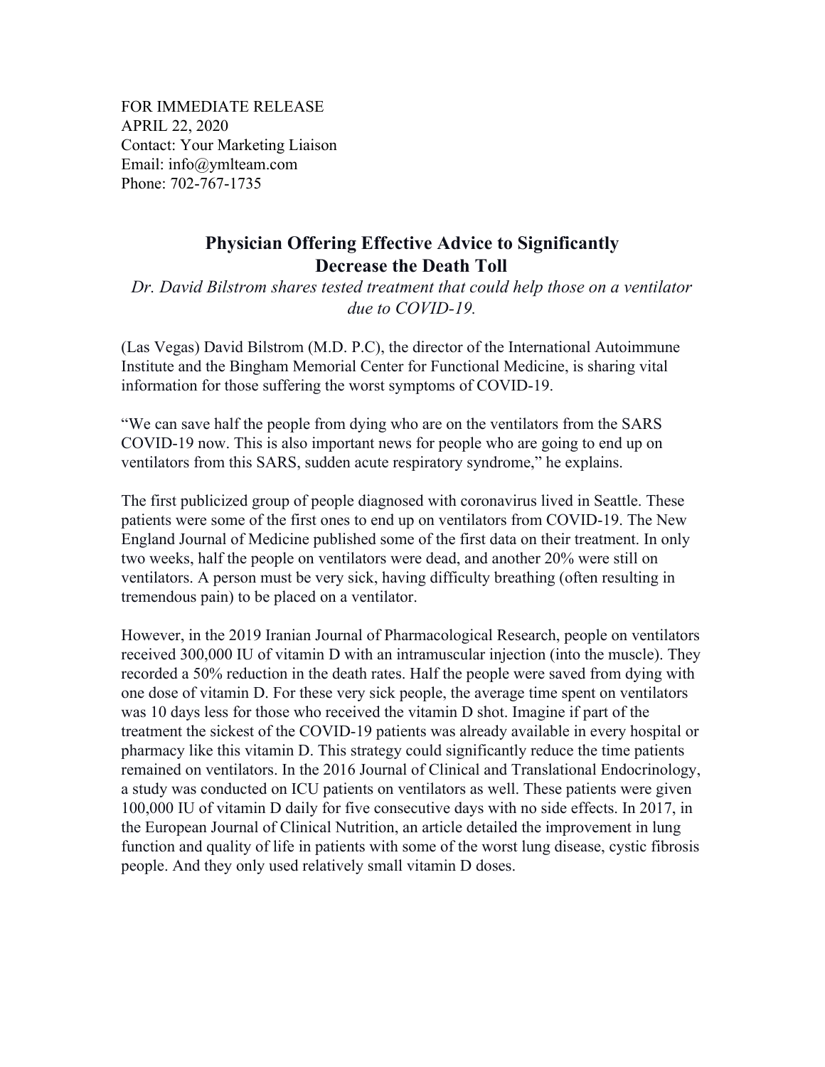FOR IMMEDIATE RELEASE
APRIL 22, 2020
Contact: Your Marketing Liaison
Email: info@ymlteam.com
Phone: 702-767-1735

# Physician Offering Effective Advice to Significantly Decrease the Death Toll

*Dr. David Bilstrom shares tested treatment that could help those on a ventilator due to COVID-19.*

(Las Vegas) David Bilstrom (M.D. P.C), the director of the International Autoimmune Institute and the Bingham Memorial Center for Functional Medicine, is sharing vital information for those suffering the worst symptoms of COVID-19.

"We can save half the people from dying who are on the ventilators from the SARS COVID-19 now. This is also important news for people who are going to end up on ventilators from this SARS, sudden acute respiratory syndrome," he explains.

The first publicized group of people diagnosed with coronavirus lived in Seattle. These patients were some of the first ones to end up on ventilators from COVID-19. The New England Journal of Medicine published some of the first data on their treatment. In only two weeks, half the people on ventilators were dead, and another 20% were still on ventilators. A person must be very sick, having difficulty breathing (often resulting in tremendous pain) to be placed on a ventilator.

However, in the 2019 Iranian Journal of Pharmacological Research, people on ventilators received 300,000 IU of vitamin D with an intramuscular injection (into the muscle). They recorded a 50% reduction in the death rates. Half the people were saved from dying with one dose of vitamin D. For these very sick people, the average time spent on ventilators was 10 days less for those who received the vitamin D shot. Imagine if part of the treatment the sickest of the COVID-19 patients was already available in every hospital or pharmacy like this vitamin D. This strategy could significantly reduce the time patients remained on ventilators. In the 2016 Journal of Clinical and Translational Endocrinology, a study was conducted on ICU patients on ventilators as well. These patients were given 100,000 IU of vitamin D daily for five consecutive days with no side effects. In 2017, in the European Journal of Clinical Nutrition, an article detailed the improvement in lung function and quality of life in patients with some of the worst lung disease, cystic fibrosis people. And they only used relatively small vitamin D doses.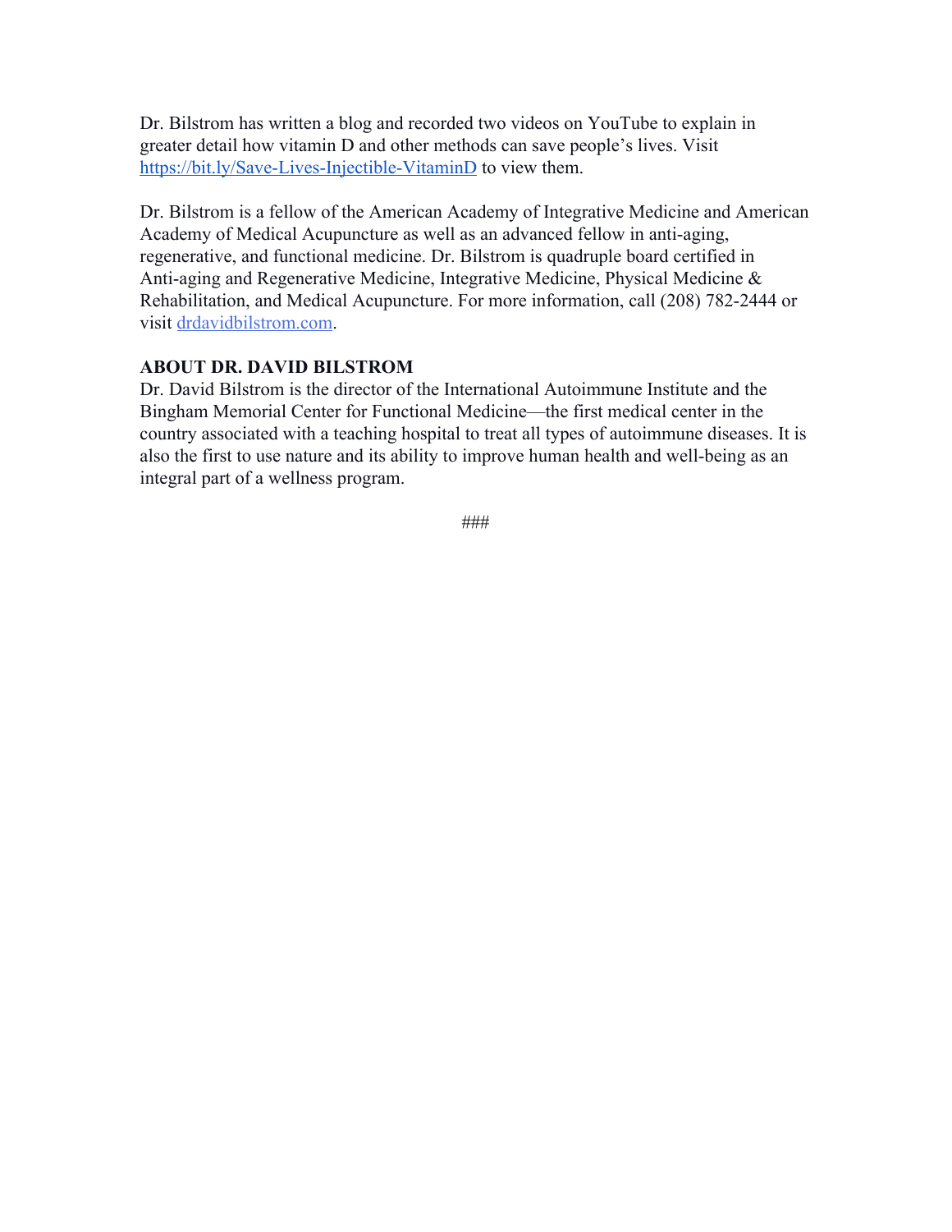Dr. Bilstrom has written a blog and recorded two videos on YouTube to explain in greater detail how vitamin D and other methods can save people's lives. Visit [https://bit.ly/Save-Lives-Injectible-VitaminD](https://bit.ly/Save-Lives-Injectible-VitaminD) to view them.

Dr. Bilstrom is a fellow of the American Academy of Integrative Medicine and American Academy of Medical Acupuncture as well as an advanced fellow in anti-aging, regenerative, and functional medicine. Dr. Bilstrom is quadruple board certified in Anti-aging and Regenerative Medicine, Integrative Medicine, Physical Medicine & Rehabilitation, and Medical Acupuncture. For more information, call (208) 782-2444 or visit [drdavidbilstrom.com](drdavidbilstrom.com).

**ABOUT DR. DAVID BILSTROM**

Dr. David Bilstrom is the director of the International Autoimmune Institute and the Bingham Memorial Center for Functional Medicine—the first medical center in the country associated with a teaching hospital to treat all types of autoimmune diseases. It is also the first to use nature and its ability to improve human health and well-being as an integral part of a wellness program.

###